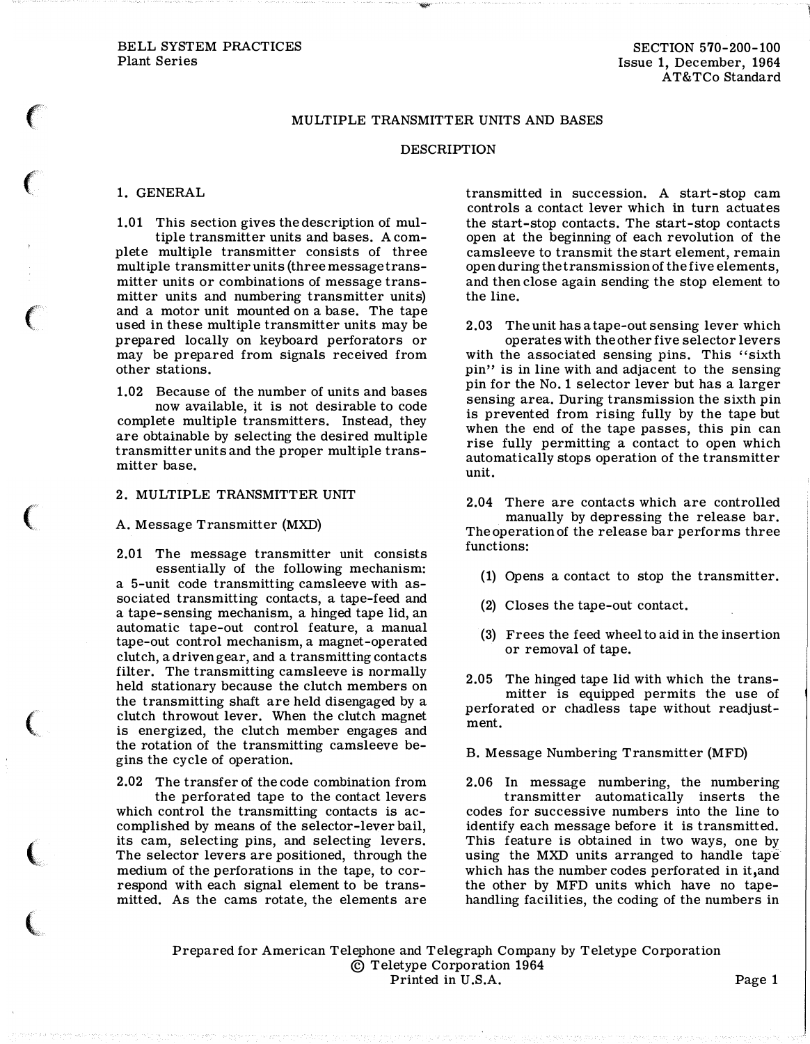# MULTIPLE TRANSMITTER UNITS AND BASES

## DESCRIPTION

### 1. GENERAL

1.01 This section gives the description of multiple transmitter units and bases. A complete multiple transmitter consists of three multiple transmitter units (three message transmitter units or combinations of message transmitter units and numbering transmitter units) and a motor unit mounted on a base. The tape used in these multiple transmitter units may be prepared locally on keyboard perforators or may be prepared from signals received from other stations.

1.02 Because of the number of units and bases now available, it is not desirable to code complete multiple transmitters. Instead, they are obtainable by selecting the desired multiple transmitter units and the proper multiple transmitter base.

### 2. MULTIPLE TRANSMITTER UNIT

#### A. Message Transmitter (MXD)

2.01 The message transmitter unit consists essentially of the following mechanism: a 5-unit code transmitting camsleeve with associated transmitting contacts, a tape-feed and a tape-sensing mechanism, a hinged tape lid, an automatic tape-out control feature, a manual tape-out control mechanism, a magnet-operated clutch, a driven gear, and a transmitting contacts filter. The transmitting camsleeve is normally held stationary because the clutch members on the transmitting shaft are held disengaged by a clutch throwout lever. When the clutch magnet is energized, the clutch member engages and the rotation of the transmitting camsleeve begins the cycle of operation.

2.02 The transfer of the code combination from the perforated tape to the contact levers which control the transmitting contacts is accomplished by means of the selector-lever bail, its cam, selecting pins, and selecting levers. The selector levers are positioned, through the medium of the perforations in the tape, to correspond with each signal element to be transmitted. As the cams rotate, the elements are transmitted in succession. A start-stop cam controls a contact lever which in turn actuates the start-stop contacts. The start-stop contacts open at the beginning of each revolution of the camsleeve to transmit the start element, remain open during the transmission of the five elements, and then close again sending the stop element to the line.

2.03 The unit has a tape-out sensing lever which operates with the other five selector levers with the associated sensing pins. This "sixth pin" is in line with and adjacent to the sensing pin for the No. 1 selector lever but has a larger sensing area. During transmission the sixth pin is prevented from rising fully by the tape but when the end of the tape passes, this pin can rise fully permitting a contact to open which automatically stops operation of the transmitter unit.

2.04 There are contacts which are controlled manually by depressing the release bar. The operation of the release bar performs three functions:

(1) Opens a contact to stop the transmitter.

(2) Closes the tape-out contact.

(3) Frees the feed wheel to aid in the insertion or removal of tape.

2.05 The hinged tape lid with which the transmitter is equipped permits the use of perforated or chadless tape without readjustment.

#### B. Message Numbering Transmitter (MFD)

2.06 In message numbering, the numbering transmitter automatically inserts the codes for successive numbers into the line to identify each message before it is transmitted. This feature is obtained in two ways, one by using the MXD units arranged to handle tape which has the number codes perforated in it, and the other by MFD units which have no tape-handling facilities, the coding of the numbers in

Prepared for American Telephone and Telegraph Company by Teletype Corporation
© Teletype Corporation 1964
Printed in U.S.A.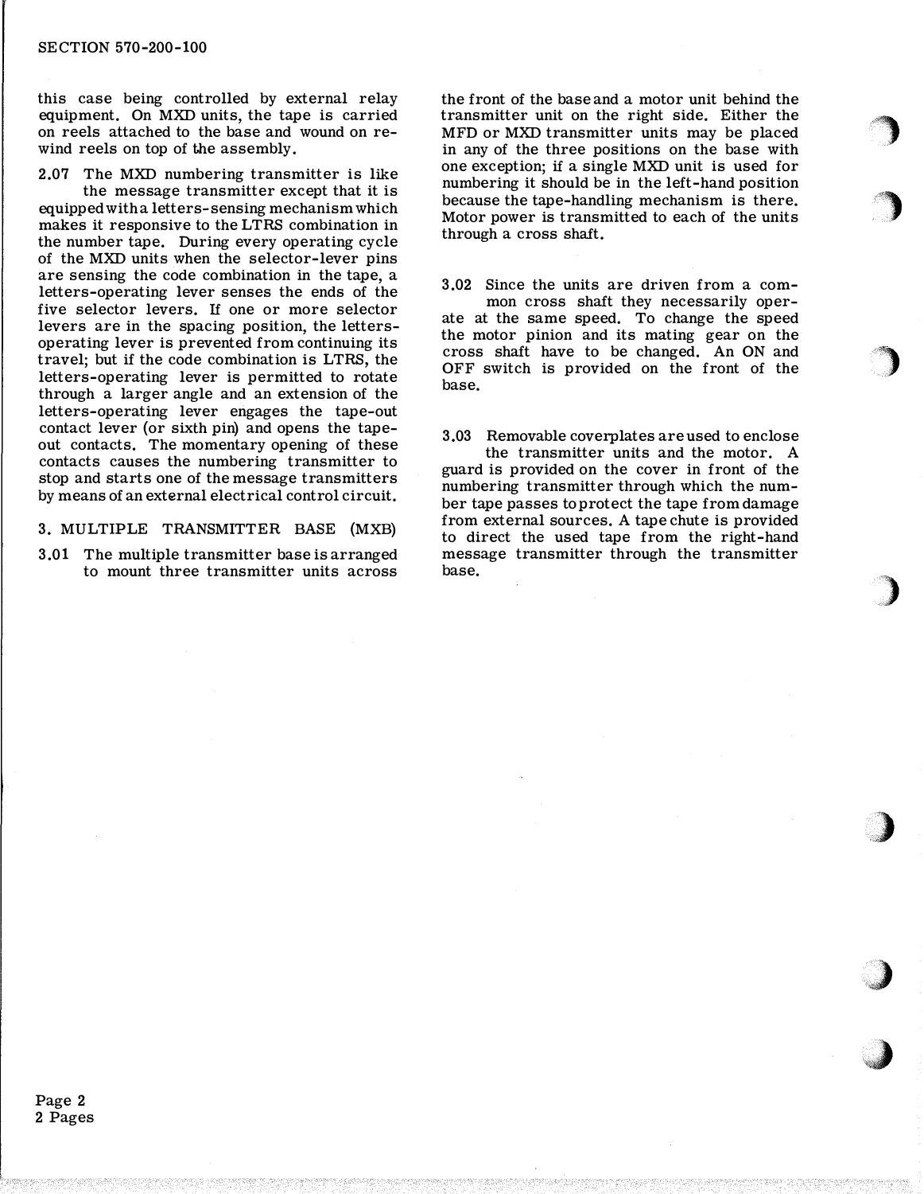this case being controlled by external relay equipment. On MXD units, the tape is carried on reels attached to the base and wound on rewind reels on top of the assembly.

2.07 The MXD numbering transmitter is like the message transmitter except that it is equipped with a letters-sensing mechanism which makes it responsive to the LTRS combination in the number tape. During every operating cycle of the MXD units when the selector-lever pins are sensing the code combination in the tape, a letters-operating lever senses the ends of the five selector levers. If one or more selector levers are in the spacing position, the letters-operating lever is prevented from continuing its travel; but if the code combination is LTRS, the letters-operating lever is permitted to rotate through a larger angle and an extension of the letters-operating lever engages the tape-out contact lever (or sixth pin) and opens the tape-out contacts. The momentary opening of these contacts causes the numbering transmitter to stop and starts one of the message transmitters by means of an external electrical control circuit.

## 3. MULTIPLE TRANSMITTER BASE (MXB)

3.01 The multiple transmitter base is arranged to mount three transmitter units across the front of the base and a motor unit behind the transmitter unit on the right side. Either the MFD or MXD transmitter units may be placed in any of the three positions on the base with one exception; if a single MXD unit is used for numbering it should be in the left-hand position because the tape-handling mechanism is there. Motor power is transmitted to each of the units through a cross shaft.

3.02 Since the units are driven from a common cross shaft they necessarily operate at the same speed. To change the speed the motor pinion and its mating gear on the cross shaft have to be changed. An ON and OFF switch is provided on the front of the base.

3.03 Removable coverplates are used to enclose the transmitter units and the motor. A guard is provided on the cover in front of the numbering transmitter through which the number tape passes to protect the tape from damage from external sources. A tape chute is provided to direct the used tape from the right-hand message transmitter through the transmitter base.